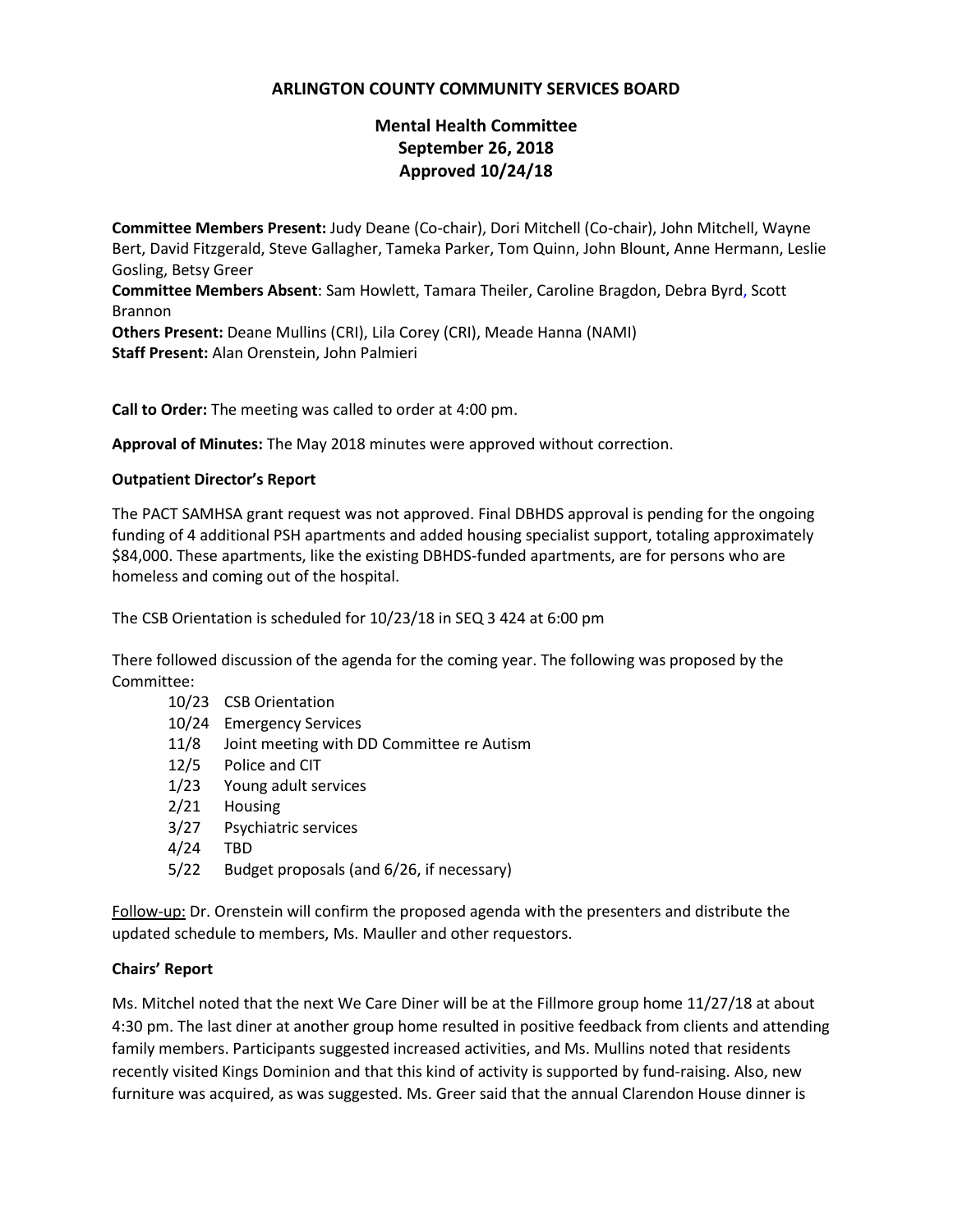# ARLINGTON COUNTY COMMUNITY SERVICES BOARD

## Mental Health Committee
## September 26, 2018
## Approved 10/24/18

**Committee Members Present:** Judy Deane (Co-chair), Dori Mitchell (Co-chair), John Mitchell, Wayne Bert, David Fitzgerald, Steve Gallagher, Tameka Parker, Tom Quinn, John Blount, Anne Hermann, Leslie Gosling, Betsy Greer
**Committee Members Absent**: Sam Howlett, Tamara Theiler, Caroline Bragdon, Debra Byrd, Scott Brannon
**Others Present:** Deane Mullins (CRI), Lila Corey (CRI), Meade Hanna (NAMI)
**Staff Present:** Alan Orenstein, John Palmieri

**Call to Order:** The meeting was called to order at 4:00 pm.

**Approval of Minutes:** The May 2018 minutes were approved without correction.

**Outpatient Director's Report**

The PACT SAMHSA grant request was not approved. Final DBHDS approval is pending for the ongoing funding of 4 additional PSH apartments and added housing specialist support, totaling approximately $84,000. These apartments, like the existing DBHDS-funded apartments, are for persons who are homeless and coming out of the hospital.

The CSB Orientation is scheduled for 10/23/18 in SEQ 3 424 at 6:00 pm

There followed discussion of the agenda for the coming year. The following was proposed by the Committee:

- 10/23 CSB Orientation
- 10/24 Emergency Services
- 11/8 Joint meeting with DD Committee re Autism
- 12/5 Police and CIT
- 1/23 Young adult services
- 2/21 Housing
- 3/27 Psychiatric services
- 4/24 TBD
- 5/22 Budget proposals (and 6/26, if necessary)

Follow-up: Dr. Orenstein will confirm the proposed agenda with the presenters and distribute the updated schedule to members, Ms. Mauller and other requestors.

**Chairs' Report**

Ms. Mitchel noted that the next We Care Diner will be at the Fillmore group home 11/27/18 at about 4:30 pm. The last diner at another group home resulted in positive feedback from clients and attending family members. Participants suggested increased activities, and Ms. Mullins noted that residents recently visited Kings Dominion and that this kind of activity is supported by fund-raising. Also, new furniture was acquired, as was suggested. Ms. Greer said that the annual Clarendon House dinner is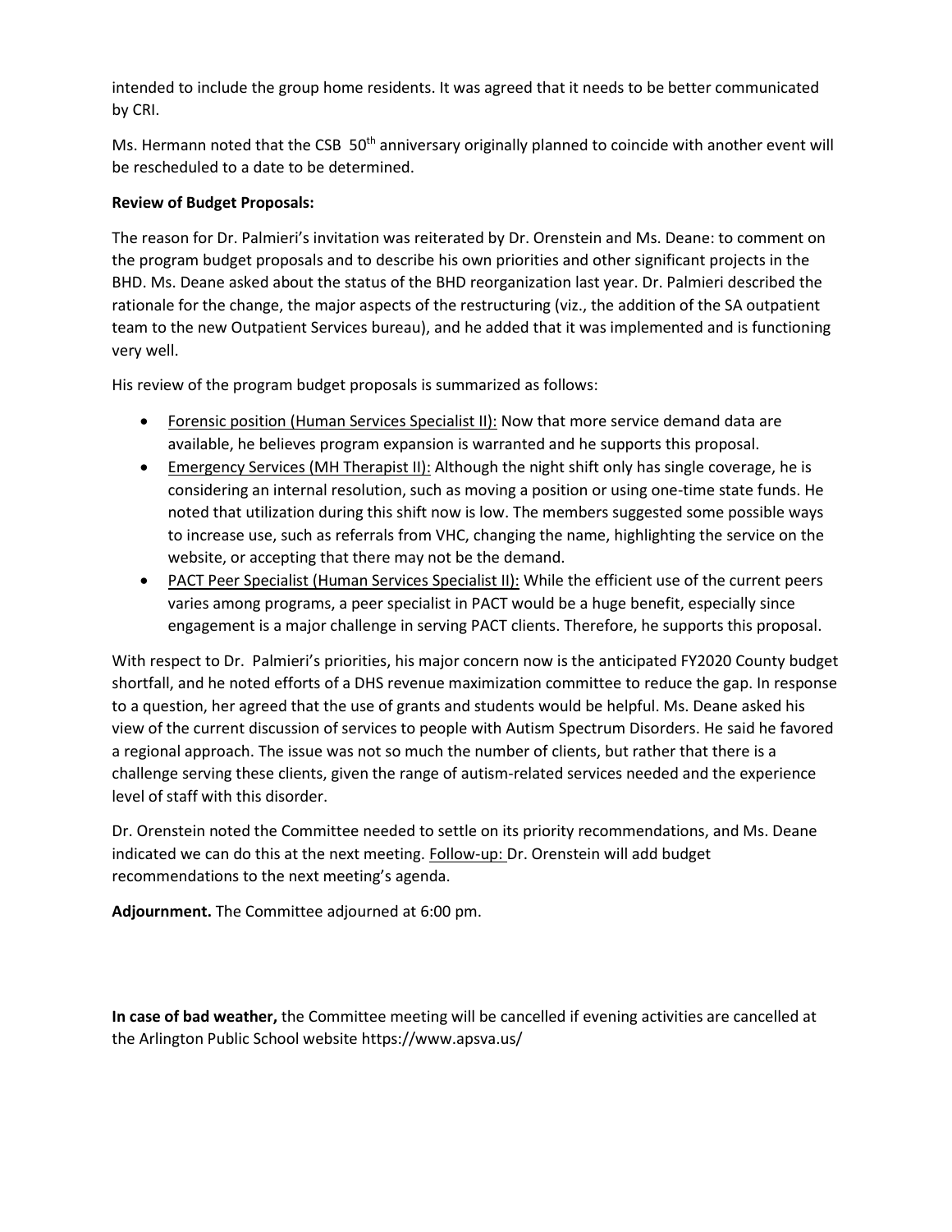intended to include the group home residents. It was agreed that it needs to be better communicated by CRI.

Ms. Hermann noted that the CSB 50th anniversary originally planned to coincide with another event will be rescheduled to a date to be determined.

**Review of Budget Proposals:**

The reason for Dr. Palmieri's invitation was reiterated by Dr. Orenstein and Ms. Deane: to comment on the program budget proposals and to describe his own priorities and other significant projects in the BHD. Ms. Deane asked about the status of the BHD reorganization last year. Dr. Palmieri described the rationale for the change, the major aspects of the restructuring (viz., the addition of the SA outpatient team to the new Outpatient Services bureau), and he added that it was implemented and is functioning very well.

His review of the program budget proposals is summarized as follows:

- Forensic position (Human Services Specialist II): Now that more service demand data are available, he believes program expansion is warranted and he supports this proposal.
- Emergency Services (MH Therapist II): Although the night shift only has single coverage, he is considering an internal resolution, such as moving a position or using one-time state funds. He noted that utilization during this shift now is low. The members suggested some possible ways to increase use, such as referrals from VHC, changing the name, highlighting the service on the website, or accepting that there may not be the demand.
- PACT Peer Specialist (Human Services Specialist II): While the efficient use of the current peers varies among programs, a peer specialist in PACT would be a huge benefit, especially since engagement is a major challenge in serving PACT clients. Therefore, he supports this proposal.

With respect to Dr. Palmieri's priorities, his major concern now is the anticipated FY2020 County budget shortfall, and he noted efforts of a DHS revenue maximization committee to reduce the gap. In response to a question, her agreed that the use of grants and students would be helpful. Ms. Deane asked his view of the current discussion of services to people with Autism Spectrum Disorders. He said he favored a regional approach. The issue was not so much the number of clients, but rather that there is a challenge serving these clients, given the range of autism-related services needed and the experience level of staff with this disorder.

Dr. Orenstein noted the Committee needed to settle on its priority recommendations, and Ms. Deane indicated we can do this at the next meeting. Follow-up: Dr. Orenstein will add budget recommendations to the next meeting's agenda.

**Adjournment.** The Committee adjourned at 6:00 pm.

**In case of bad weather,** the Committee meeting will be cancelled if evening activities are cancelled at the Arlington Public School website https://www.apsva.us/